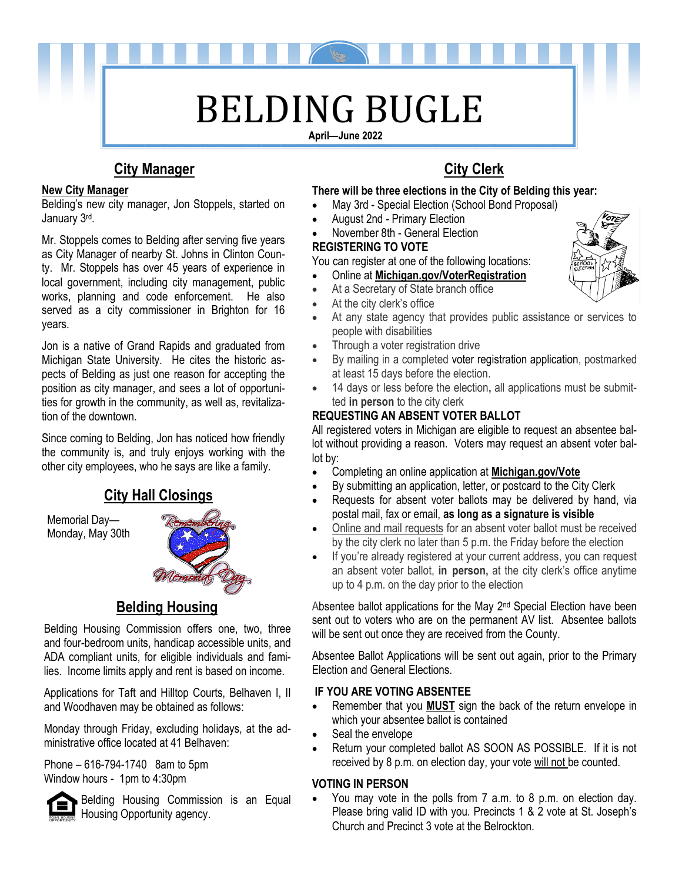# BELDING BUGLE

**April—June 2022**

## City Manager

**New City Manager**

Belding's new city manager, Jon Stoppels, started on January 3rd.

Mr. Stoppels comes to Belding after serving five years as City Manager of nearby St. Johns in Clinton County. Mr. Stoppels has over 45 years of experience in local government, including city management, public works, planning and code enforcement. He also served as a city commissioner in Brighton for 16 years.

Jon is a native of Grand Rapids and graduated from Michigan State University. He cites the historic aspects of Belding as just one reason for accepting the position as city manager, and sees a lot of opportunities for growth in the community, as well as, revitalization of the downtown.

Since coming to Belding, Jon has noticed how friendly the community is, and truly enjoys working with the other city employees, who he says are like a family.

## City Hall Closings

Memorial Day—Monday, May 30th

## Belding Housing

Belding Housing Commission offers one, two, three and four-bedroom units, handicap accessible units, and ADA compliant units, for eligible individuals and families. Income limits apply and rent is based on income.

Applications for Taft and Hilltop Courts, Belhaven I, II and Woodhaven may be obtained as follows:

Monday through Friday, excluding holidays, at the administrative office located at 41 Belhaven:

Phone – 616-794-1740 8am to 5pm
Window hours - 1pm to 4:30pm

Belding Housing Commission is an Equal Housing Opportunity agency.

## City Clerk

**There will be three elections in the City of Belding this year:**

- May 3rd - Special Election (School Bond Proposal)
- August 2nd - Primary Election
- November 8th - General Election

**REGISTERING TO VOTE**

You can register at one of the following locations:

- Online at **Michigan.gov/VoterRegistration**
- At a Secretary of State branch office
- At the city clerk's office
- At any state agency that provides public assistance or services to people with disabilities
- Through a voter registration drive
- By mailing in a completed voter registration application, postmarked at least 15 days before the election.
- 14 days or less before the election, all applications must be submitted **in person** to the city clerk

**REQUESTING AN ABSENT VOTER BALLOT**

All registered voters in Michigan are eligible to request an absentee ballot without providing a reason. Voters may request an absent voter ballot by:

- Completing an online application at **Michigan.gov/Vote**
- By submitting an application, letter, or postcard to the City Clerk
- Requests for absent voter ballots may be delivered by hand, via postal mail, fax or email, **as long as a signature is visible**
- Online and mail requests for an absent voter ballot must be received by the city clerk no later than 5 p.m. the Friday before the election
- If you're already registered at your current address, you can request an absent voter ballot, **in person,** at the city clerk's office anytime up to 4 p.m. on the day prior to the election

Absentee ballot applications for the May 2nd Special Election have been sent out to voters who are on the permanent AV list. Absentee ballots will be sent out once they are received from the County.

Absentee Ballot Applications will be sent out again, prior to the Primary Election and General Elections.

**IF YOU ARE VOTING ABSENTEE**

- Remember that you **MUST** sign the back of the return envelope in which your absentee ballot is contained
- Seal the envelope
- Return your completed ballot AS SOON AS POSSIBLE. If it is not received by 8 p.m. on election day, your vote will not be counted.

**VOTING IN PERSON**

- You may vote in the polls from 7 a.m. to 8 p.m. on election day. Please bring valid ID with you. Precincts 1 & 2 vote at St. Joseph's Church and Precinct 3 vote at the Belrockton.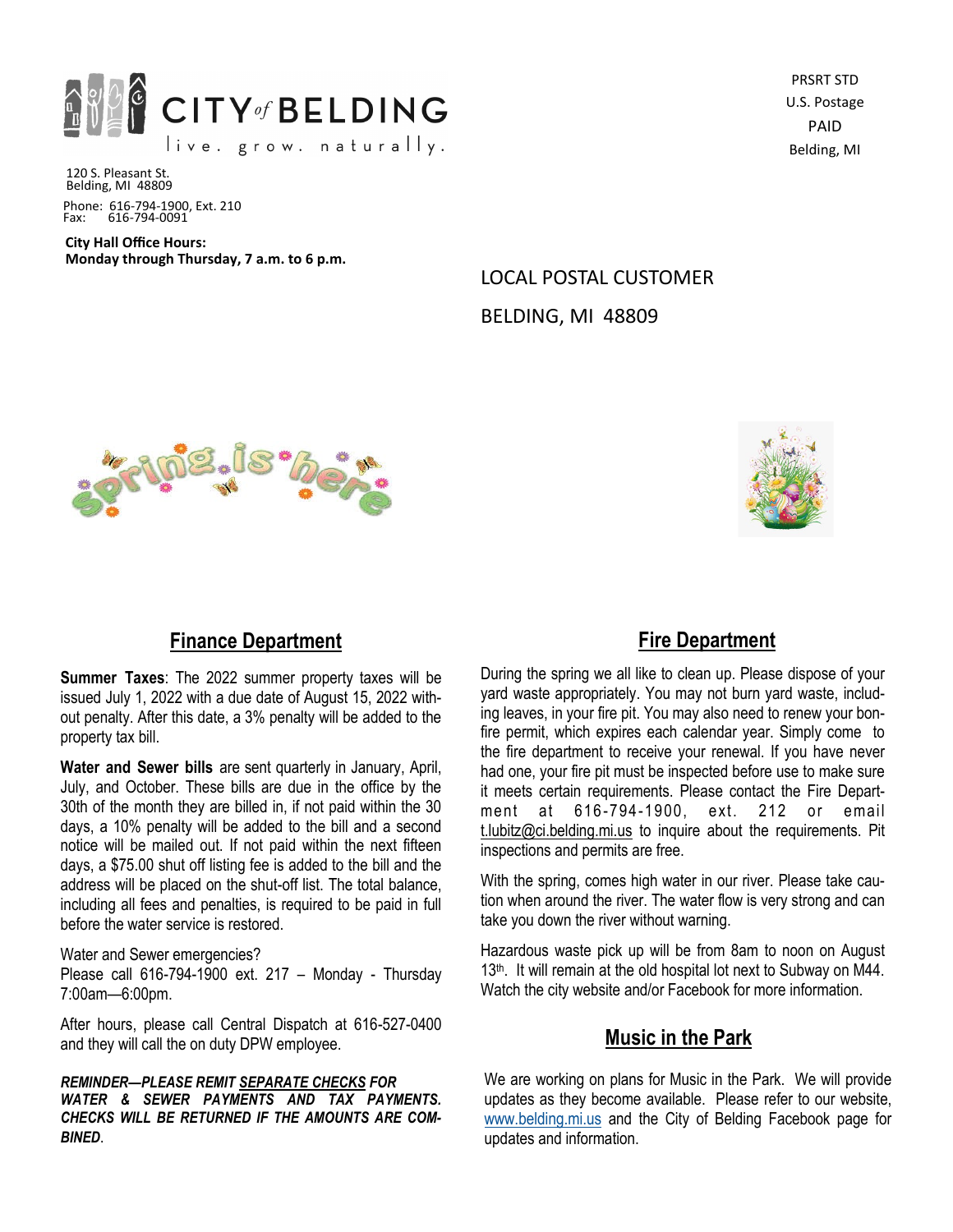CITY of BELDING
live. grow. naturally.

120 S. Pleasant St.
Belding, MI 48809

Phone: 616-794-1900, Ext. 210
Fax: 616-794-0091

**City Hall Office Hours:**
**Monday through Thursday, 7 a.m. to 6 p.m.**

PRSRT STD
U.S. Postage
PAID
Belding, MI

LOCAL POSTAL CUSTOMER

BELDING, MI 48809

spring is here

## Finance Department

**Summer Taxes**: The 2022 summer property taxes will be issued July 1, 2022 with a due date of August 15, 2022 without penalty. After this date, a 3% penalty will be added to the property tax bill.

**Water and Sewer bills** are sent quarterly in January, April, July, and October. These bills are due in the office by the 30th of the month they are billed in, if not paid within the 30 days, a 10% penalty will be added to the bill and a second notice will be mailed out. If not paid within the next fifteen days, a $75.00 shut off listing fee is added to the bill and the address will be placed on the shut-off list. The total balance, including all fees and penalties, is required to be paid in full before the water service is restored.

Water and Sewer emergencies?
Please call 616-794-1900 ext. 217 – Monday - Thursday 7:00am—6:00pm.

After hours, please call Central Dispatch at 616-527-0400 and they will call the on duty DPW employee.

***REMINDER—PLEASE REMIT SEPARATE CHECKS FOR WATER & SEWER PAYMENTS AND TAX PAYMENTS. CHECKS WILL BE RETURNED IF THE AMOUNTS ARE COMBINED.***

## Fire Department

During the spring we all like to clean up. Please dispose of your yard waste appropriately. You may not burn yard waste, including leaves, in your fire pit. You may also need to renew your bonfire permit, which expires each calendar year. Simply come to the fire department to receive your renewal. If you have never had one, your fire pit must be inspected before use to make sure it meets certain requirements. Please contact the Fire Department at 616-794-1900, ext. 212 or email t.lubitz@ci.belding.mi.us to inquire about the requirements. Pit inspections and permits are free.

With the spring, comes high water in our river. Please take caution when around the river. The water flow is very strong and can take you down the river without warning.

Hazardous waste pick up will be from 8am to noon on August 13th. It will remain at the old hospital lot next to Subway on M44. Watch the city website and/or Facebook for more information.

## Music in the Park

We are working on plans for Music in the Park. We will provide updates as they become available. Please refer to our website, www.belding.mi.us and the City of Belding Facebook page for updates and information.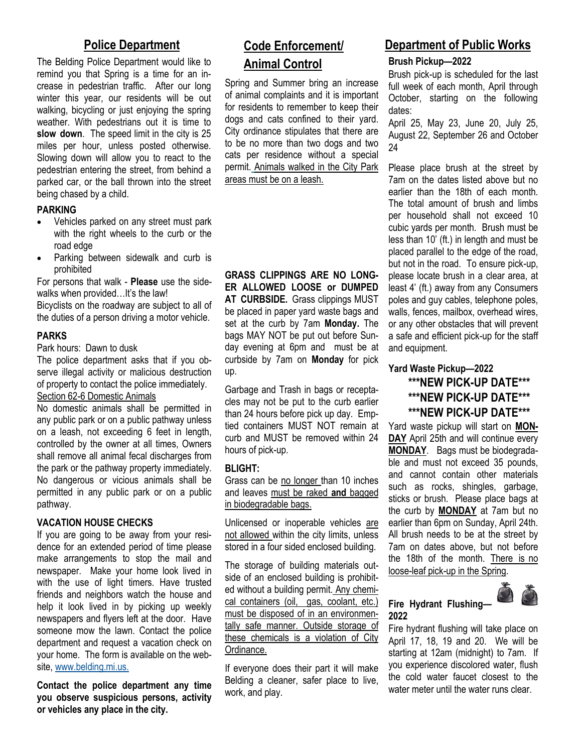## Police Department

The Belding Police Department would like to remind you that Spring is a time for an increase in pedestrian traffic. After our long winter this year, our residents will be out walking, bicycling or just enjoying the spring weather. With pedestrians out it is time to **slow down**. The speed limit in the city is 25 miles per hour, unless posted otherwise. Slowing down will allow you to react to the pedestrian entering the street, from behind a parked car, or the ball thrown into the street being chased by a child.

**PARKING**

- Vehicles parked on any street must park with the right wheels to the curb or the road edge
- Parking between sidewalk and curb is prohibited

For persons that walk - **Please** use the sidewalks when provided…It's the law!

Bicyclists on the roadway are subject to all of the duties of a person driving a motor vehicle.

**PARKS**

Park hours: Dawn to dusk

The police department asks that if you observe illegal activity or malicious destruction of property to contact the police immediately.

Section 62-6 Domestic Animals

No domestic animals shall be permitted in any public park or on a public pathway unless on a leash, not exceeding 6 feet in length, controlled by the owner at all times, Owners shall remove all animal fecal discharges from the park or the pathway property immediately. No dangerous or vicious animals shall be permitted in any public park or on a public pathway.

**VACATION HOUSE CHECKS**

If you are going to be away from your residence for an extended period of time please make arrangements to stop the mail and newspaper. Make your home look lived in with the use of light timers. Have trusted friends and neighbors watch the house and help it look lived in by picking up weekly newspapers and flyers left at the door. Have someone mow the lawn. Contact the police department and request a vacation check on your home. The form is available on the website, www.belding.mi.us.

**Contact the police department any time you observe suspicious persons, activity or vehicles any place in the city.**

## Code Enforcement/ Animal Control

Spring and Summer bring an increase of animal complaints and it is important for residents to remember to keep their dogs and cats confined to their yard. City ordinance stipulates that there are to be no more than two dogs and two cats per residence without a special permit. Animals walked in the City Park areas must be on a leash.

**GRASS CLIPPINGS ARE NO LONGER ALLOWED LOOSE or DUMPED AT CURBSIDE.** Grass clippings MUST be placed in paper yard waste bags and set at the curb by 7am **Monday.** The bags MAY NOT be put out before Sunday evening at 6pm and must be at curbside by 7am on **Monday** for pick up.

Garbage and Trash in bags or receptacles may not be put to the curb earlier than 24 hours before pick up day. Emptied containers MUST NOT remain at curb and MUST be removed within 24 hours of pick-up.

**BLIGHT:**

Grass can be no longer than 10 inches and leaves must be raked **and** bagged in biodegradable bags.

Unlicensed or inoperable vehicles are not allowed within the city limits, unless stored in a four sided enclosed building.

The storage of building materials outside of an enclosed building is prohibited without a building permit. Any chemical containers (oil, gas, coolant, etc.) must be disposed of in an environmentally safe manner. Outside storage of these chemicals is a violation of City Ordinance.

If everyone does their part it will make Belding a cleaner, safer place to live, work, and play.

## Department of Public Works

**Brush Pickup—2022**

Brush pick-up is scheduled for the last full week of each month, April through October, starting on the following dates:

April 25, May 23, June 20, July 25, August 22, September 26 and October 24

Please place brush at the street by 7am on the dates listed above but no earlier than the 18th of each month. The total amount of brush and limbs per household shall not exceed 10 cubic yards per month. Brush must be less than 10' (ft.) in length and must be placed parallel to the edge of the road, but not in the road. To ensure pick-up, please locate brush in a clear area, at least 4' (ft.) away from any Consumers poles and guy cables, telephone poles, walls, fences, mailbox, overhead wires, or any other obstacles that will prevent a safe and efficient pick-up for the staff and equipment.

**Yard Waste Pickup—2022**

**\*\*\*NEW PICK-UP DATE\*\*\***
**\*\*\*NEW PICK-UP DATE\*\*\***
**\*\*\*NEW PICK-UP DATE\*\*\***

Yard waste pickup will start on **MONDAY** April 25th and will continue every **MONDAY**. Bags must be biodegradable and must not exceed 35 pounds, and cannot contain other materials such as rocks, shingles, garbage, sticks or brush. Please place bags at the curb by **MONDAY** at 7am but no earlier than 6pm on Sunday, April 24th. All brush needs to be at the street by 7am on dates above, but not before the 18th of the month. There is no loose-leaf pick-up in the Spring.

**Fire Hydrant Flushing—2022**

Fire hydrant flushing will take place on April 17, 18, 19 and 20. We will be starting at 12am (midnight) to 7am. If you experience discolored water, flush the cold water faucet closest to the water meter until the water runs clear.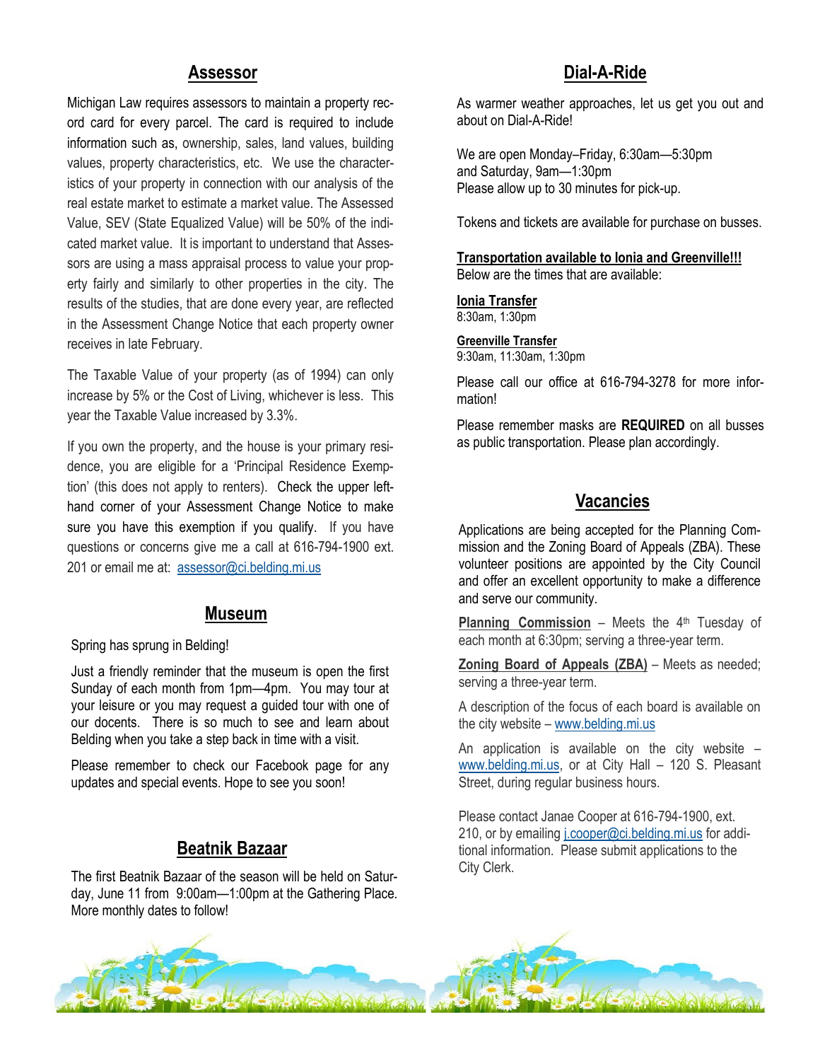## Assessor

Michigan Law requires assessors to maintain a property record card for every parcel. The card is required to include information such as, ownership, sales, land values, building values, property characteristics, etc. We use the characteristics of your property in connection with our analysis of the real estate market to estimate a market value. The Assessed Value, SEV (State Equalized Value) will be 50% of the indicated market value. It is important to understand that Assessors are using a mass appraisal process to value your property fairly and similarly to other properties in the city. The results of the studies, that are done every year, are reflected in the Assessment Change Notice that each property owner receives in late February.

The Taxable Value of your property (as of 1994) can only increase by 5% or the Cost of Living, whichever is less. This year the Taxable Value increased by 3.3%.

If you own the property, and the house is your primary residence, you are eligible for a 'Principal Residence Exemption' (this does not apply to renters). Check the upper left-hand corner of your Assessment Change Notice to make sure you have this exemption if you qualify. If you have questions or concerns give me a call at 616-794-1900 ext. 201 or email me at: assessor@ci.belding.mi.us

## Museum

Spring has sprung in Belding!

Just a friendly reminder that the museum is open the first Sunday of each month from 1pm—4pm. You may tour at your leisure or you may request a guided tour with one of our docents. There is so much to see and learn about Belding when you take a step back in time with a visit.

Please remember to check our Facebook page for any updates and special events. Hope to see you soon!

## Beatnik Bazaar

The first Beatnik Bazaar of the season will be held on Saturday, June 11 from 9:00am—1:00pm at the Gathering Place. More monthly dates to follow!

## Dial-A-Ride

As warmer weather approaches, let us get you out and about on Dial-A-Ride!

We are open Monday–Friday, 6:30am—5:30pm
and Saturday, 9am—1:30pm
Please allow up to 30 minutes for pick-up.

Tokens and tickets are available for purchase on busses.

**Transportation available to Ionia and Greenville!!!**
Below are the times that are available:

**Ionia Transfer**
8:30am, 1:30pm

**Greenville Transfer**
9:30am, 11:30am, 1:30pm

Please call our office at 616-794-3278 for more information!

Please remember masks are **REQUIRED** on all busses as public transportation. Please plan accordingly.

## Vacancies

Applications are being accepted for the Planning Commission and the Zoning Board of Appeals (ZBA). These volunteer positions are appointed by the City Council and offer an excellent opportunity to make a difference and serve our community.

**Planning Commission** – Meets the 4th Tuesday of each month at 6:30pm; serving a three-year term.

**Zoning Board of Appeals (ZBA)** – Meets as needed; serving a three-year term.

A description of the focus of each board is available on the city website – www.belding.mi.us

An application is available on the city website – www.belding.mi.us, or at City Hall – 120 S. Pleasant Street, during regular business hours.

Please contact Janae Cooper at 616-794-1900, ext. 210, or by emailing j.cooper@ci.belding.mi.us for additional information. Please submit applications to the City Clerk.